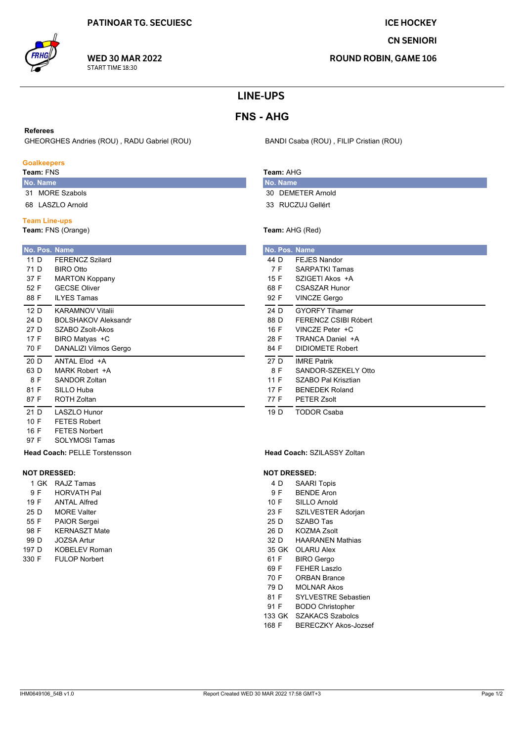PATINOAR TG. SECUIESC

**WED 30 MAR 2022**
START TIME 18:30

ICE HOCKEY
CN SENIORI
ROUND ROBIN, GAME 106

# LINE-UPS

## FNS - AHG

**Referees**

GHEORGHES Andries (ROU) , RADU Gabriel (ROU)

BANDI Csaba (ROU) , FILIP Cristian (ROU)

### Goalkeepers

**Team:** FNS

| No. | Name |
|---|---|
| 31 | MORE Szabols |
| 68 | LASZLO Arnold |

**Team:** AHG

| No. | Name |
|---|---|
| 30 | DEMETER Arnold |
| 33 | RUCZUJ Gellért |

### Team Line-ups

**Team:** FNS (Orange)

| No. | Pos. | Name |
|---|---|---|
| 11 | D | FERENCZ Szilard |
| 71 | D | BIRO Otto |
| 37 | F | MARTON Koppany |
| 52 | F | GECSE Oliver |
| 88 | F | ILYES Tamas |
| 12 | D | KARAMNOV Vitalii |
| 24 | D | BOLSHAKOV Aleksandr |
| 27 | D | SZABO Zsolt-Akos |
| 17 | F | BIRO Matyas +C |
| 70 | F | DANALIZI Vilmos Gergo |
| 20 | D | ANTAL Elod +A |
| 63 | D | MARK Robert +A |
| 8 | F | SANDOR Zoltan |
| 81 | F | SILLO Huba |
| 87 | F | ROTH Zoltan |
| 21 | D | LASZLO Hunor |
| 10 | F | FETES Robert |
| 16 | F | FETES Norbert |
| 97 | F | SOLYMOSI Tamas |

**Head Coach:** PELLE Torstensson

**Team:** AHG (Red)

| No. | Pos. | Name |
|---|---|---|
| 44 | D | FEJES Nandor |
| 7 | F | SARPATKI Tamas |
| 15 | F | SZIGETI Akos +A |
| 68 | F | CSASZAR Hunor |
| 92 | F | VINCZE Gergo |
| 24 | D | GYORFY Tihamer |
| 88 | D | FERENCZ CSIBI Róbert |
| 16 | F | VINCZE Peter +C |
| 28 | F | TRANCA Daniel +A |
| 84 | F | DIDIOMETE Robert |
| 27 | D | IMRE Patrik |
| 8 | F | SANDOR-SZEKELY Otto |
| 11 | F | SZABO Pal Krisztian |
| 17 | F | BENEDEK Roland |
| 77 | F | PETER Zsolt |
| 19 | D | TODOR Csaba |

**Head Coach:** SZILASSY Zoltan

### NOT DRESSED:

**FNS**

| No. | Pos. | Name |
|---|---|---|
| 1 | GK | RAJZ Tamas |
| 9 | F | HORVATH Pal |
| 19 | F | ANTAL Alfred |
| 25 | D | MORE Valter |
| 55 | F | PAIOR Sergei |
| 98 | F | KERNASZT Mate |
| 99 | D | JOZSA Artur |
| 197 | D | KOBELEV Roman |
| 330 | F | FULOP Norbert |

**AHG**

| No. | Pos. | Name |
|---|---|---|
| 4 | D | SAARI Topis |
| 9 | F | BENDE Aron |
| 10 | F | SILLO Arnold |
| 23 | F | SZILVESTER Adorjan |
| 25 | D | SZABO Tas |
| 26 | D | KOZMA Zsolt |
| 32 | D | HAARANEN Mathias |
| 35 | GK | OLARU Alex |
| 61 | F | BIRO Gergo |
| 69 | F | FEHER Laszlo |
| 70 | F | ORBAN Brance |
| 79 | D | MOLNAR Akos |
| 81 | F | SYLVESTRE Sebastien |
| 91 | F | BODO Christopher |
| 133 | GK | SZAKACS Szabolcs |
| 168 | F | BERECZKY Akos-Jozsef |

IHM0649106_54B v1.0 — Report Created WED 30 MAR 2022 17:58 GMT+3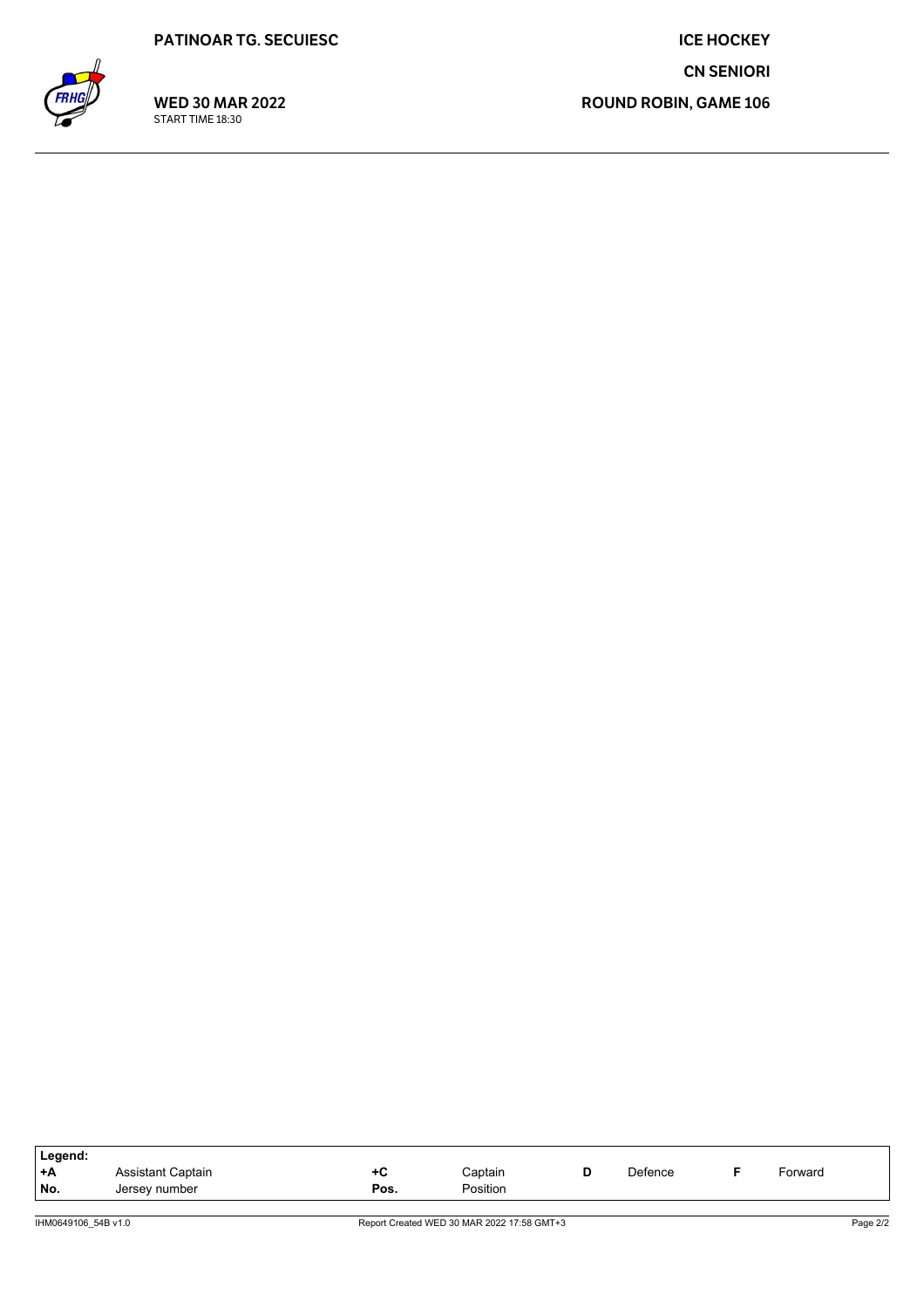| Legend: | | | | | | | |
|---|---|---|---|---|---|---|---|
| +A | Assistant Captain | +C | Captain | D | Defence | F | Forward |
| No. | Jersey number | Pos. | Position | | | | |